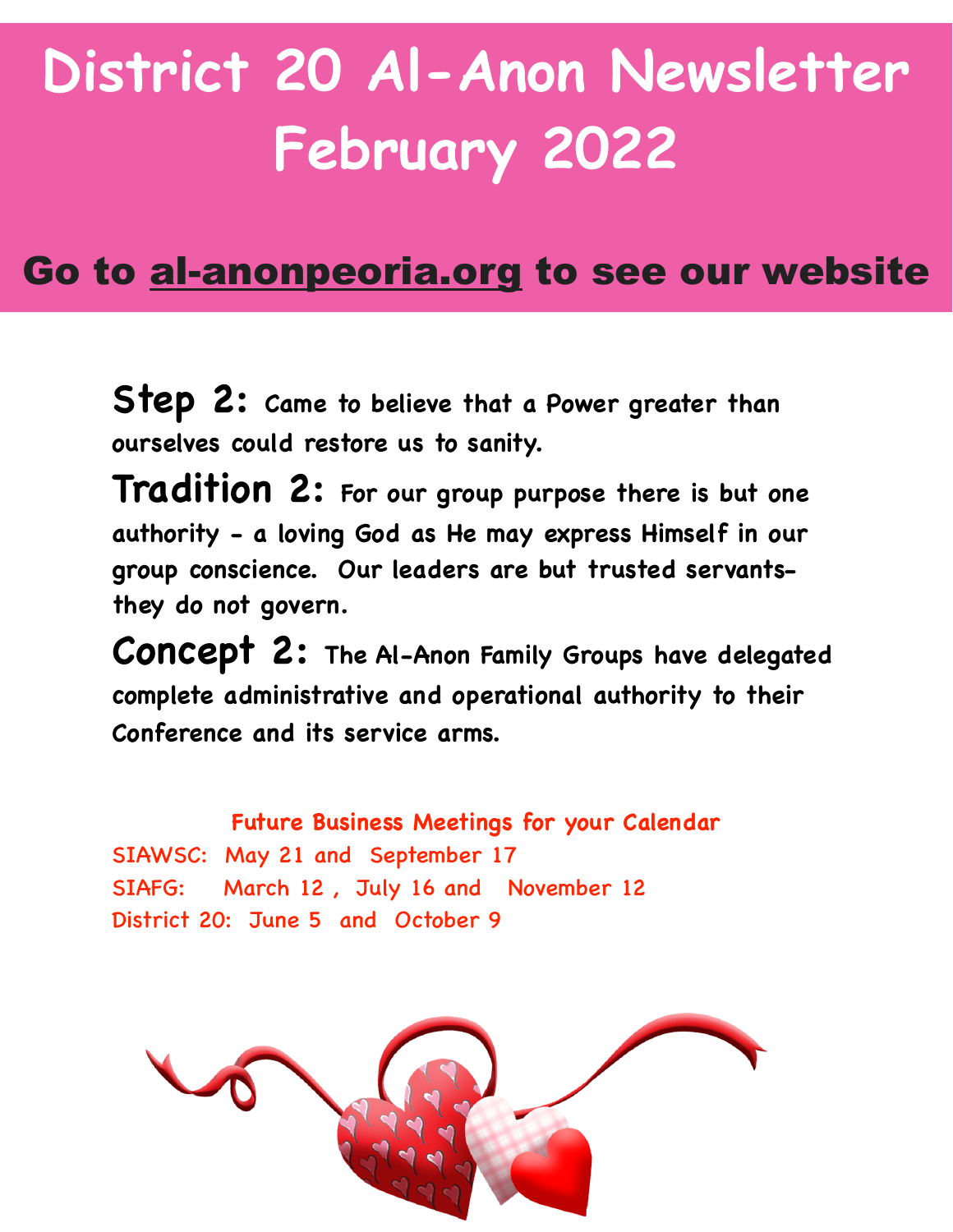# District 20 Al-Anon Newsletter February 2022

## Go to al-anonpeoria.org to see our website

**Step 2:** Came to believe that a Power greater than ourselves could restore us to sanity.

**Tradition 2:** For our group purpose there is but one authority - a loving God as He may express Himself in our group conscience. Our leaders are but trusted servants-they do not govern.

**Concept 2:** The Al-Anon Family Groups have delegated complete administrative and operational authority to their Conference and its service arms.

**Future Business Meetings for your Calendar**

SIAWSC: May 21 and September 17
SIAFG: March 12 , July 16 and November 12
District 20: June 5 and October 9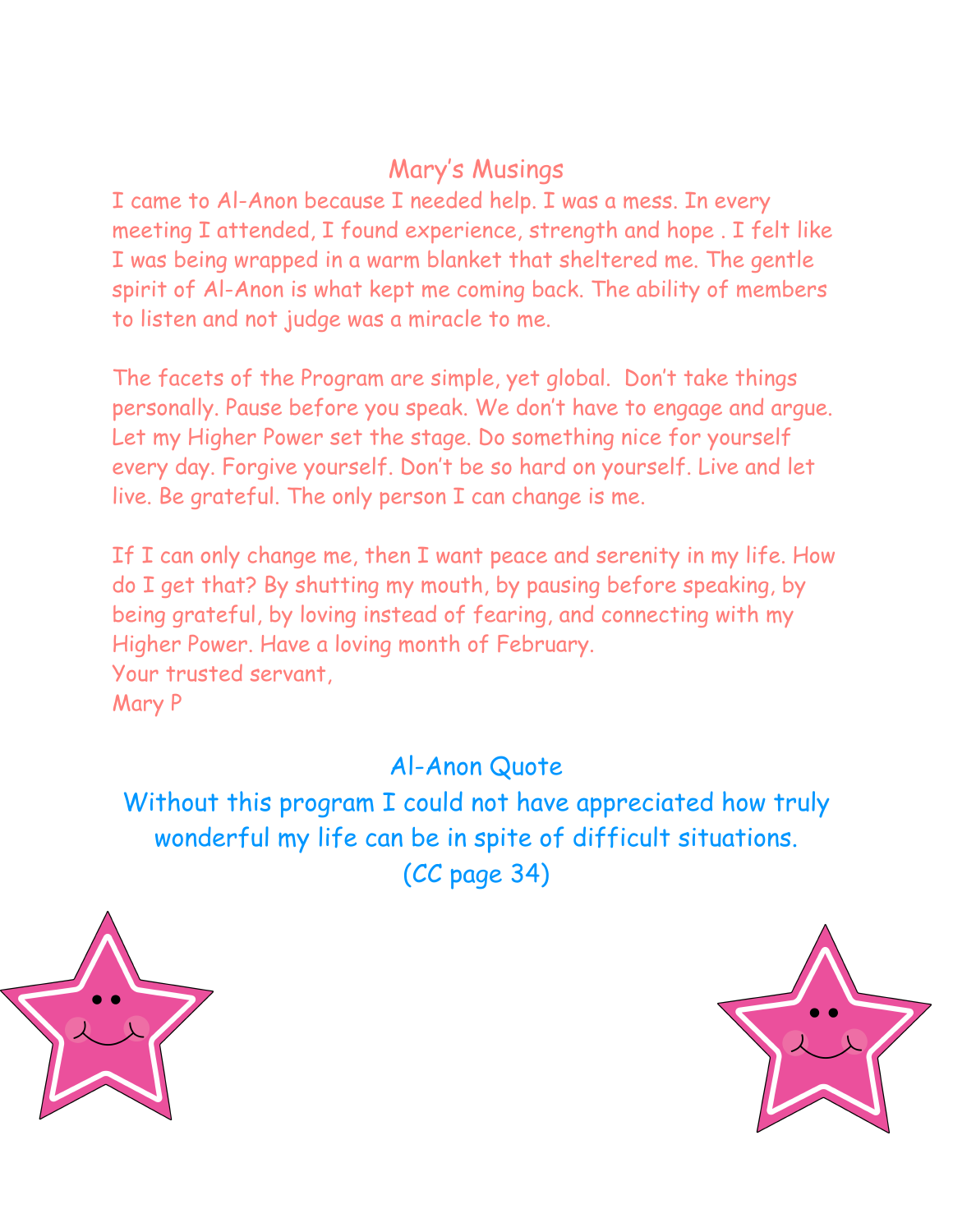## Mary's Musings

I came to Al-Anon because I needed help. I was a mess. In every meeting I attended, I found experience, strength and hope . I felt like I was being wrapped in a warm blanket that sheltered me. The gentle spirit of Al-Anon is what kept me coming back. The ability of members to listen and not judge was a miracle to me.

The facets of the Program are simple, yet global. Don't take things personally. Pause before you speak. We don't have to engage and argue. Let my Higher Power set the stage. Do something nice for yourself every day. Forgive yourself. Don't be so hard on yourself. Live and let live. Be grateful. The only person I can change is me.

If I can only change me, then I want peace and serenity in my life. How do I get that? By shutting my mouth, by pausing before speaking, by being grateful, by loving instead of fearing, and connecting with my Higher Power. Have a loving month of February.

Your trusted servant,
Mary P

## Al-Anon Quote

Without this program I could not have appreciated how truly wonderful my life can be in spite of difficult situations.
(CC page 34)